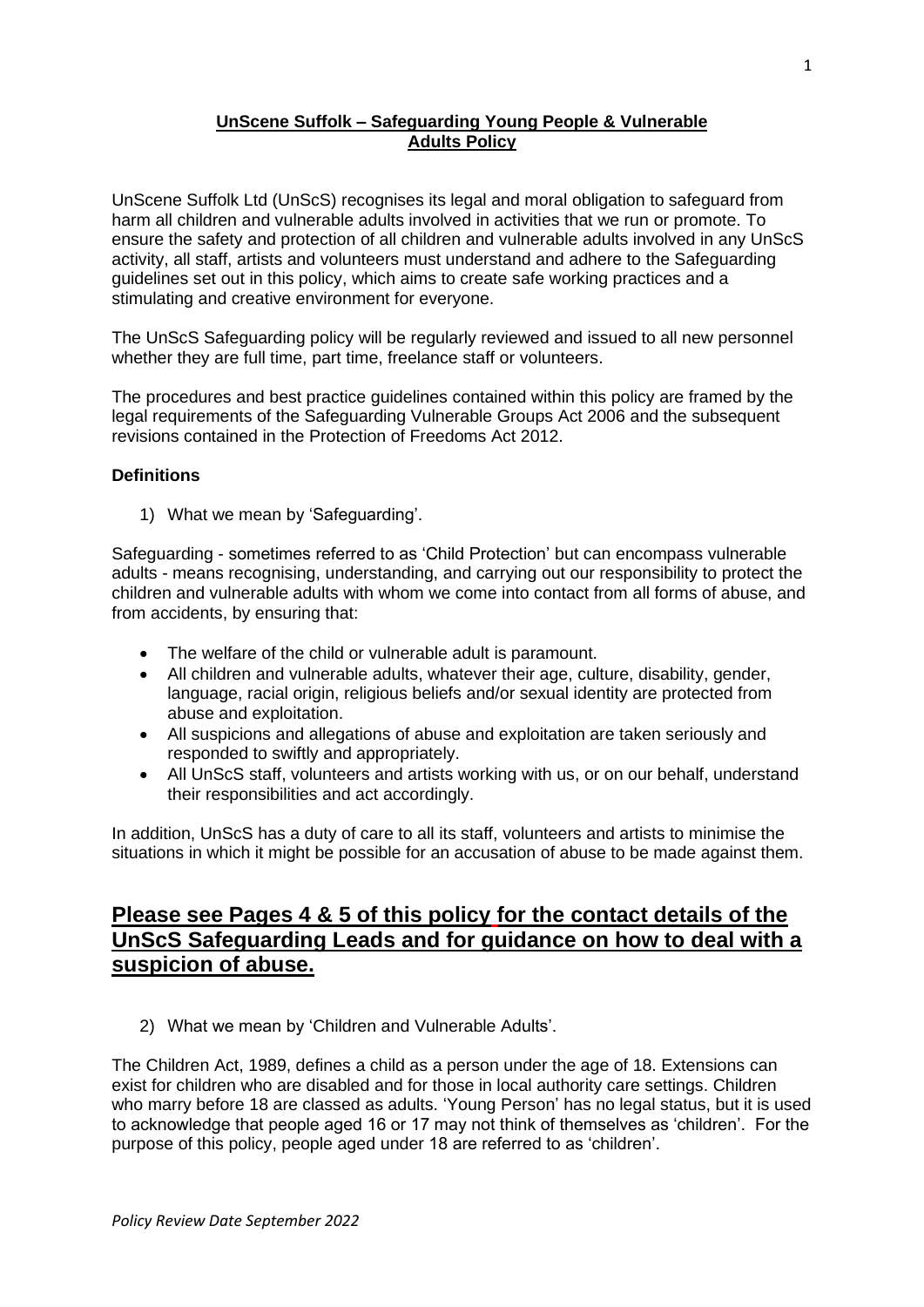# **UnScene Suffolk – Safeguarding Young People & Vulnerable Adults Policy**

UnScene Suffolk Ltd (UnScS) recognises its legal and moral obligation to safeguard from harm all children and vulnerable adults involved in activities that we run or promote. To ensure the safety and protection of all children and vulnerable adults involved in any UnScS activity, all staff, artists and volunteers must understand and adhere to the Safeguarding guidelines set out in this policy, which aims to create safe working practices and a stimulating and creative environment for everyone.

The UnScS Safeguarding policy will be regularly reviewed and issued to all new personnel whether they are full time, part time, freelance staff or volunteers.

The procedures and best practice guidelines contained within this policy are framed by the legal requirements of the Safeguarding Vulnerable Groups Act 2006 and the subsequent revisions contained in the Protection of Freedoms Act 2012.

### **Definitions**

1) What we mean by 'Safeguarding'.

Safeguarding - sometimes referred to as 'Child Protection' but can encompass vulnerable adults - means recognising, understanding, and carrying out our responsibility to protect the children and vulnerable adults with whom we come into contact from all forms of abuse, and from accidents, by ensuring that:

- The welfare of the child or vulnerable adult is paramount.
- All children and vulnerable adults, whatever their age, culture, disability, gender, language, racial origin, religious beliefs and/or sexual identity are protected from abuse and exploitation.
- All suspicions and allegations of abuse and exploitation are taken seriously and responded to swiftly and appropriately.
- All UnScS staff, volunteers and artists working with us, or on our behalf, understand their responsibilities and act accordingly.

In addition, UnScS has a duty of care to all its staff, volunteers and artists to minimise the situations in which it might be possible for an accusation of abuse to be made against them.

## **Please see Pages 4 & 5 of this policy for the contact details of the UnScS Safeguarding Leads and for guidance on how to deal with a suspicion of abuse.**

2) What we mean by 'Children and Vulnerable Adults'.

The Children Act, 1989, defines a child as a person under the age of 18. Extensions can exist for children who are disabled and for those in local authority care settings. Children who marry before 18 are classed as adults. 'Young Person' has no legal status, but it is used to acknowledge that people aged 16 or 17 may not think of themselves as 'children'. For the purpose of this policy, people aged under 18 are referred to as 'children'.

*Policy Review Date September 2022*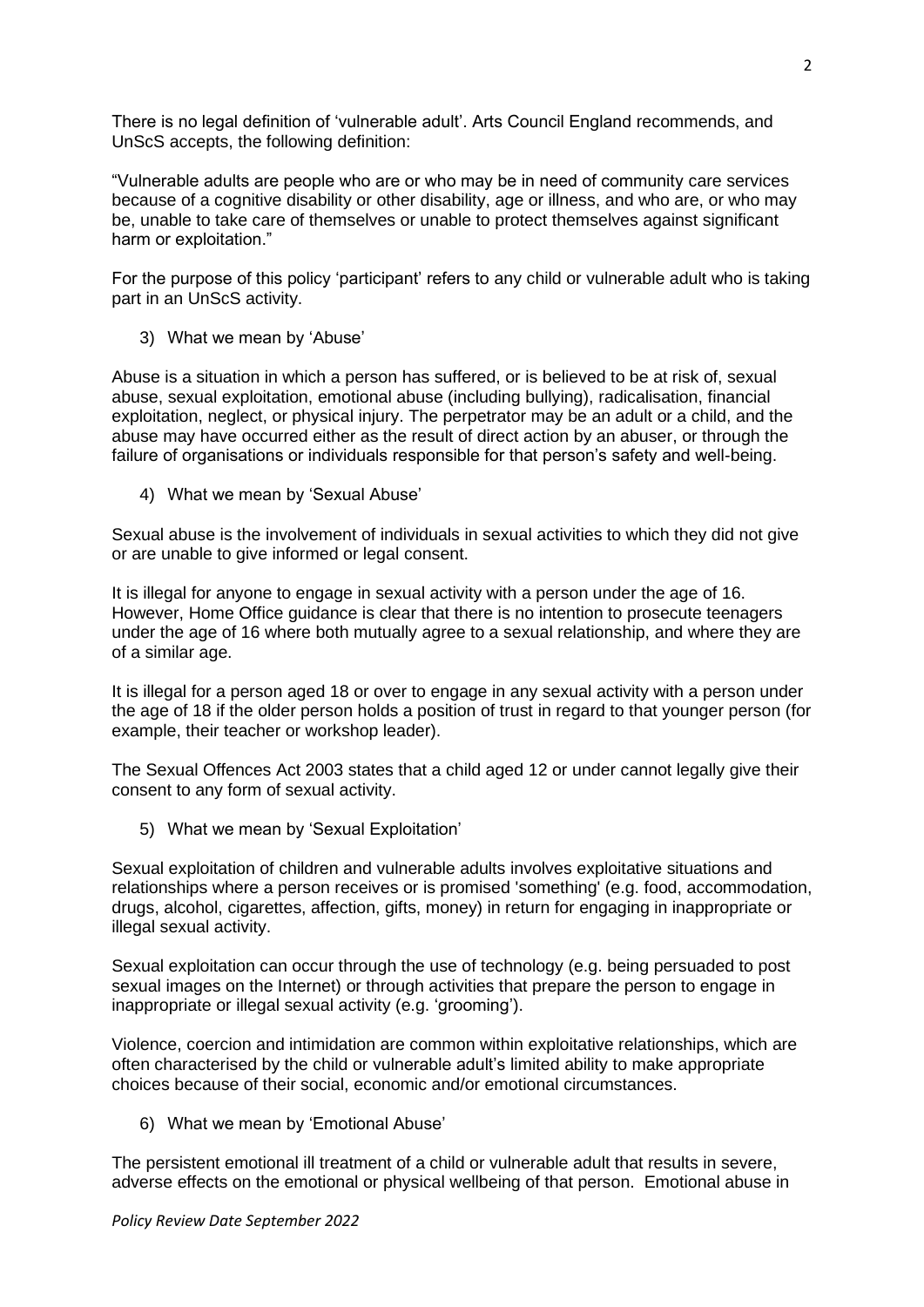There is no legal definition of 'vulnerable adult'. Arts Council England recommends, and UnScS accepts, the following definition:

"Vulnerable adults are people who are or who may be in need of community care services because of a cognitive disability or other disability, age or illness, and who are, or who may be, unable to take care of themselves or unable to protect themselves against significant harm or exploitation."

For the purpose of this policy 'participant' refers to any child or vulnerable adult who is taking part in an UnScS activity.

3) What we mean by 'Abuse'

Abuse is a situation in which a person has suffered, or is believed to be at risk of, sexual abuse, sexual exploitation, emotional abuse (including bullying), radicalisation, financial exploitation, neglect, or physical injury. The perpetrator may be an adult or a child, and the abuse may have occurred either as the result of direct action by an abuser, or through the failure of organisations or individuals responsible for that person's safety and well-being.

4) What we mean by 'Sexual Abuse'

Sexual abuse is the involvement of individuals in sexual activities to which they did not give or are unable to give informed or legal consent.

It is illegal for anyone to engage in sexual activity with a person under the age of 16. However, Home Office guidance is clear that there is no intention to prosecute teenagers under the age of 16 where both mutually agree to a sexual relationship, and where they are of a similar age.

It is illegal for a person aged 18 or over to engage in any sexual activity with a person under the age of 18 if the older person holds a position of trust in regard to that younger person (for example, their teacher or workshop leader).

The Sexual Offences Act 2003 states that a child aged 12 or under cannot legally give their consent to any form of sexual activity.

5) What we mean by 'Sexual Exploitation'

Sexual exploitation of children and vulnerable adults involves exploitative situations and relationships where a person receives or is promised 'something' (e.g. food, accommodation, drugs, alcohol, cigarettes, affection, gifts, money) in return for engaging in inappropriate or illegal sexual activity.

Sexual exploitation can occur through the use of technology (e.g. being persuaded to post sexual images on the Internet) or through activities that prepare the person to engage in inappropriate or illegal sexual activity (e.g. 'grooming').

Violence, coercion and intimidation are common within exploitative relationships, which are often characterised by the child or vulnerable adult's limited ability to make appropriate choices because of their social, economic and/or emotional circumstances.

6) What we mean by 'Emotional Abuse'

The persistent emotional ill treatment of a child or vulnerable adult that results in severe, adverse effects on the emotional or physical wellbeing of that person. Emotional abuse in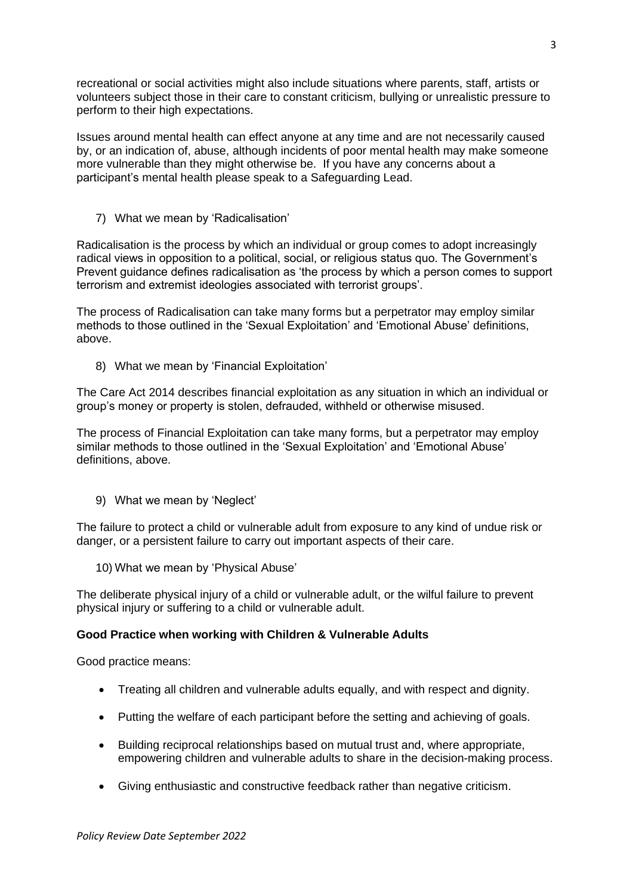recreational or social activities might also include situations where parents, staff, artists or volunteers subject those in their care to constant criticism, bullying or unrealistic pressure to perform to their high expectations.

Issues around mental health can effect anyone at any time and are not necessarily caused by, or an indication of, abuse, although incidents of poor mental health may make someone more vulnerable than they might otherwise be. If you have any concerns about a participant's mental health please speak to a Safeguarding Lead.

7) What we mean by 'Radicalisation'

Radicalisation is the process by which an individual or group comes to adopt increasingly radical views in opposition to a political, social, or religious status quo. The Government's Prevent guidance defines radicalisation as 'the process by which a person comes to support terrorism and extremist ideologies associated with terrorist groups'.

The process of Radicalisation can take many forms but a perpetrator may employ similar methods to those outlined in the 'Sexual Exploitation' and 'Emotional Abuse' definitions, above.

8) What we mean by 'Financial Exploitation'

The Care Act 2014 describes financial exploitation as any situation in which an individual or group's money or property is stolen, defrauded, withheld or otherwise misused.

The process of Financial Exploitation can take many forms, but a perpetrator may employ similar methods to those outlined in the 'Sexual Exploitation' and 'Emotional Abuse' definitions, above.

9) What we mean by 'Neglect'

The failure to protect a child or vulnerable adult from exposure to any kind of undue risk or danger, or a persistent failure to carry out important aspects of their care.

10) What we mean by 'Physical Abuse'

The deliberate physical injury of a child or vulnerable adult, or the wilful failure to prevent physical injury or suffering to a child or vulnerable adult.

**Good Practice when working with Children & Vulnerable Adults**

Good practice means:

- Treating all children and vulnerable adults equally, and with respect and dignity.
- Putting the welfare of each participant before the setting and achieving of goals.
- Building reciprocal relationships based on mutual trust and, where appropriate, empowering children and vulnerable adults to share in the decision-making process.
- Giving enthusiastic and constructive feedback rather than negative criticism.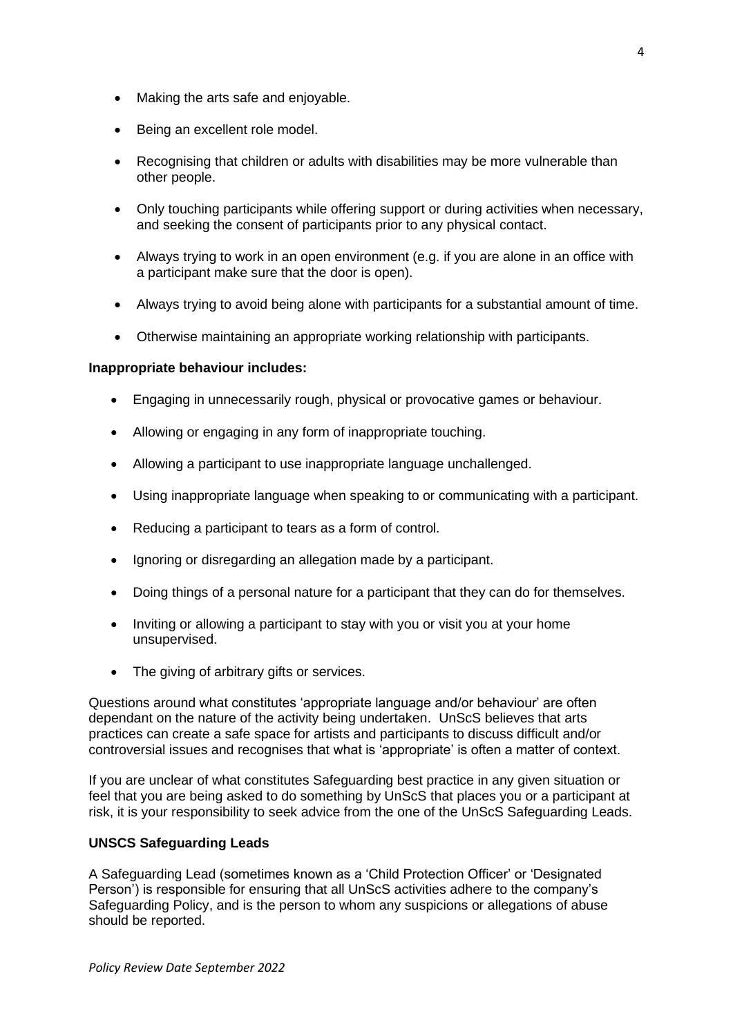- Making the arts safe and enjoyable.
- Being an excellent role model.
- Recognising that children or adults with disabilities may be more vulnerable than other people.
- Only touching participants while offering support or during activities when necessary, and seeking the consent of participants prior to any physical contact.
- Always trying to work in an open environment (e.g. if you are alone in an office with a participant make sure that the door is open).
- Always trying to avoid being alone with participants for a substantial amount of time.
- Otherwise maintaining an appropriate working relationship with participants.

**Inappropriate behaviour includes:**

- Engaging in unnecessarily rough, physical or provocative games or behaviour.
- Allowing or engaging in any form of inappropriate touching.
- Allowing a participant to use inappropriate language unchallenged.
- Using inappropriate language when speaking to or communicating with a participant.
- Reducing a participant to tears as a form of control.
- Ignoring or disregarding an allegation made by a participant.
- Doing things of a personal nature for a participant that they can do for themselves.
- Inviting or allowing a participant to stay with you or visit you at your home unsupervised.
- The giving of arbitrary gifts or services.

Questions around what constitutes 'appropriate language and/or behaviour' are often dependant on the nature of the activity being undertaken. UnScS believes that arts practices can create a safe space for artists and participants to discuss difficult and/or controversial issues and recognises that what is 'appropriate' is often a matter of context.

If you are unclear of what constitutes Safeguarding best practice in any given situation or feel that you are being asked to do something by UnScS that places you or a participant at risk, it is your responsibility to seek advice from the one of the UnScS Safeguarding Leads.

**UNSCS Safeguarding Leads**

A Safeguarding Lead (sometimes known as a 'Child Protection Officer' or 'Designated Person') is responsible for ensuring that all UnScS activities adhere to the company's Safeguarding Policy, and is the person to whom any suspicions or allegations of abuse should be reported.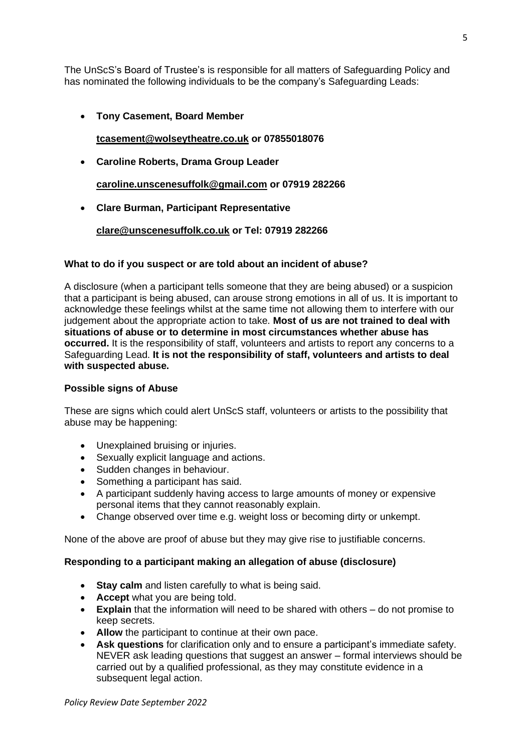The UnScS's Board of Trustee's is responsible for all matters of Safeguarding Policy and has nominated the following individuals to be the company's Safeguarding Leads:

- **Tony Casement, Board Member**

  **tcasement@wolseytheatre.co.uk or 07855018076**

- **Caroline Roberts, Drama Group Leader**

  **caroline.unscenesuffolk@gmail.com or 07919 282266**

- **Clare Burman, Participant Representative**

  **clare@unscenesuffolk.co.uk or Tel: 07919 282266**

### What to do if you suspect or are told about an incident of abuse?

A disclosure (when a participant tells someone that they are being abused) or a suspicion that a participant is being abused, can arouse strong emotions in all of us. It is important to acknowledge these feelings whilst at the same time not allowing them to interfere with our judgement about the appropriate action to take. **Most of us are not trained to deal with situations of abuse or to determine in most circumstances whether abuse has occurred.** It is the responsibility of staff, volunteers and artists to report any concerns to a Safeguarding Lead. **It is not the responsibility of staff, volunteers and artists to deal with suspected abuse.**

### Possible signs of Abuse

These are signs which could alert UnScS staff, volunteers or artists to the possibility that abuse may be happening:

- Unexplained bruising or injuries.
- Sexually explicit language and actions.
- Sudden changes in behaviour.
- Something a participant has said.
- A participant suddenly having access to large amounts of money or expensive personal items that they cannot reasonably explain.
- Change observed over time e.g. weight loss or becoming dirty or unkempt.

None of the above are proof of abuse but they may give rise to justifiable concerns.

### Responding to a participant making an allegation of abuse (disclosure)

- **Stay calm** and listen carefully to what is being said.
- **Accept** what you are being told.
- **Explain** that the information will need to be shared with others – do not promise to keep secrets.
- **Allow** the participant to continue at their own pace.
- **Ask questions** for clarification only and to ensure a participant's immediate safety. NEVER ask leading questions that suggest an answer – formal interviews should be carried out by a qualified professional, as they may constitute evidence in a subsequent legal action.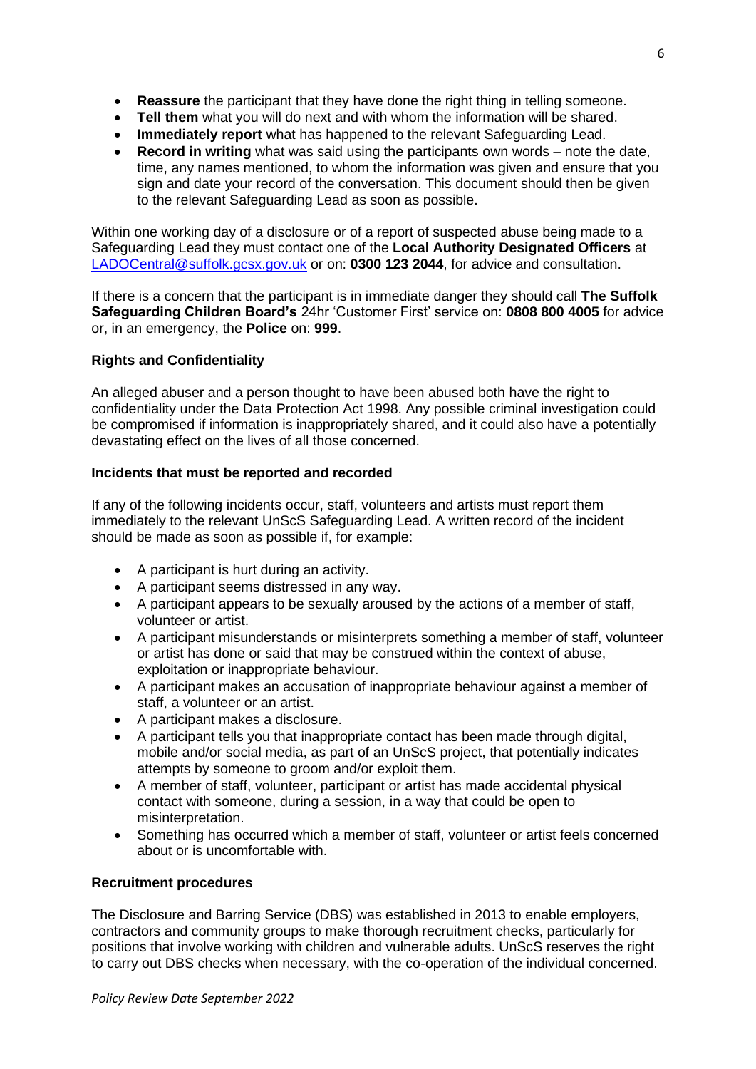- **Reassure** the participant that they have done the right thing in telling someone.
- **Tell them** what you will do next and with whom the information will be shared.
- **Immediately report** what has happened to the relevant Safeguarding Lead.
- **Record in writing** what was said using the participants own words – note the date, time, any names mentioned, to whom the information was given and ensure that you sign and date your record of the conversation. This document should then be given to the relevant Safeguarding Lead as soon as possible.

Within one working day of a disclosure or of a report of suspected abuse being made to a Safeguarding Lead they must contact one of the **Local Authority Designated Officers** at LADOCentral@suffolk.gcsx.gov.uk or on: **0300 123 2044**, for advice and consultation.

If there is a concern that the participant is in immediate danger they should call **The Suffolk Safeguarding Children Board's** 24hr 'Customer First' service on: **0808 800 4005** for advice or, in an emergency, the **Police** on: **999**.

**Rights and Confidentiality**

An alleged abuser and a person thought to have been abused both have the right to confidentiality under the Data Protection Act 1998. Any possible criminal investigation could be compromised if information is inappropriately shared, and it could also have a potentially devastating effect on the lives of all those concerned.

**Incidents that must be reported and recorded**

If any of the following incidents occur, staff, volunteers and artists must report them immediately to the relevant UnScS Safeguarding Lead. A written record of the incident should be made as soon as possible if, for example:

- A participant is hurt during an activity.
- A participant seems distressed in any way.
- A participant appears to be sexually aroused by the actions of a member of staff, volunteer or artist.
- A participant misunderstands or misinterprets something a member of staff, volunteer or artist has done or said that may be construed within the context of abuse, exploitation or inappropriate behaviour.
- A participant makes an accusation of inappropriate behaviour against a member of staff, a volunteer or an artist.
- A participant makes a disclosure.
- A participant tells you that inappropriate contact has been made through digital, mobile and/or social media, as part of an UnScS project, that potentially indicates attempts by someone to groom and/or exploit them.
- A member of staff, volunteer, participant or artist has made accidental physical contact with someone, during a session, in a way that could be open to misinterpretation.
- Something has occurred which a member of staff, volunteer or artist feels concerned about or is uncomfortable with.

**Recruitment procedures**

The Disclosure and Barring Service (DBS) was established in 2013 to enable employers, contractors and community groups to make thorough recruitment checks, particularly for positions that involve working with children and vulnerable adults. UnScS reserves the right to carry out DBS checks when necessary, with the co-operation of the individual concerned.

*Policy Review Date September 2022*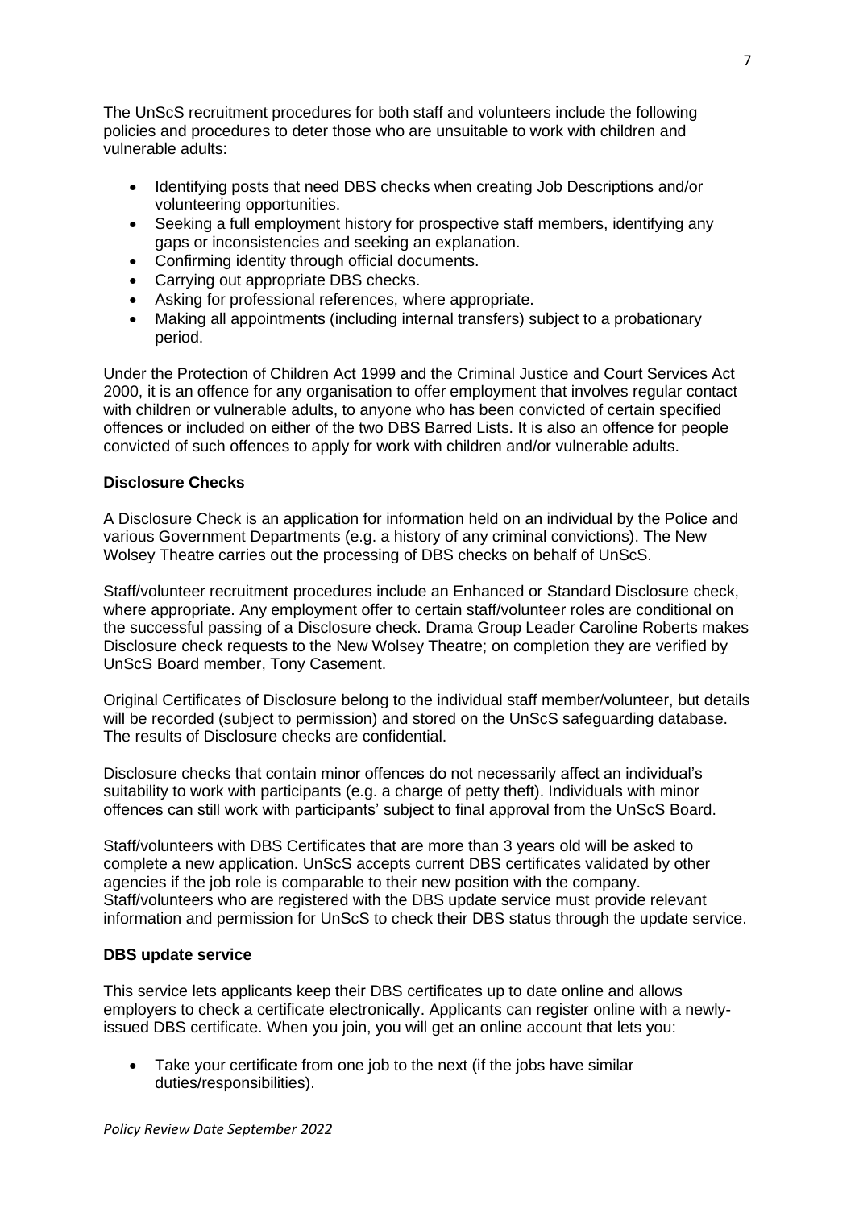The UnScS recruitment procedures for both staff and volunteers include the following policies and procedures to deter those who are unsuitable to work with children and vulnerable adults:

- Identifying posts that need DBS checks when creating Job Descriptions and/or volunteering opportunities.
- Seeking a full employment history for prospective staff members, identifying any gaps or inconsistencies and seeking an explanation.
- Confirming identity through official documents.
- Carrying out appropriate DBS checks.
- Asking for professional references, where appropriate.
- Making all appointments (including internal transfers) subject to a probationary period.

Under the Protection of Children Act 1999 and the Criminal Justice and Court Services Act 2000, it is an offence for any organisation to offer employment that involves regular contact with children or vulnerable adults, to anyone who has been convicted of certain specified offences or included on either of the two DBS Barred Lists. It is also an offence for people convicted of such offences to apply for work with children and/or vulnerable adults.

**Disclosure Checks**

A Disclosure Check is an application for information held on an individual by the Police and various Government Departments (e.g. a history of any criminal convictions). The New Wolsey Theatre carries out the processing of DBS checks on behalf of UnScS.

Staff/volunteer recruitment procedures include an Enhanced or Standard Disclosure check, where appropriate. Any employment offer to certain staff/volunteer roles are conditional on the successful passing of a Disclosure check. Drama Group Leader Caroline Roberts makes Disclosure check requests to the New Wolsey Theatre; on completion they are verified by UnScS Board member, Tony Casement.

Original Certificates of Disclosure belong to the individual staff member/volunteer, but details will be recorded (subject to permission) and stored on the UnScS safeguarding database. The results of Disclosure checks are confidential.

Disclosure checks that contain minor offences do not necessarily affect an individual's suitability to work with participants (e.g. a charge of petty theft). Individuals with minor offences can still work with participants' subject to final approval from the UnScS Board.

Staff/volunteers with DBS Certificates that are more than 3 years old will be asked to complete a new application. UnScS accepts current DBS certificates validated by other agencies if the job role is comparable to their new position with the company. Staff/volunteers who are registered with the DBS update service must provide relevant information and permission for UnScS to check their DBS status through the update service.

**DBS update service**

This service lets applicants keep their DBS certificates up to date online and allows employers to check a certificate electronically. Applicants can register online with a newly-issued DBS certificate. When you join, you will get an online account that lets you:

- Take your certificate from one job to the next (if the jobs have similar duties/responsibilities).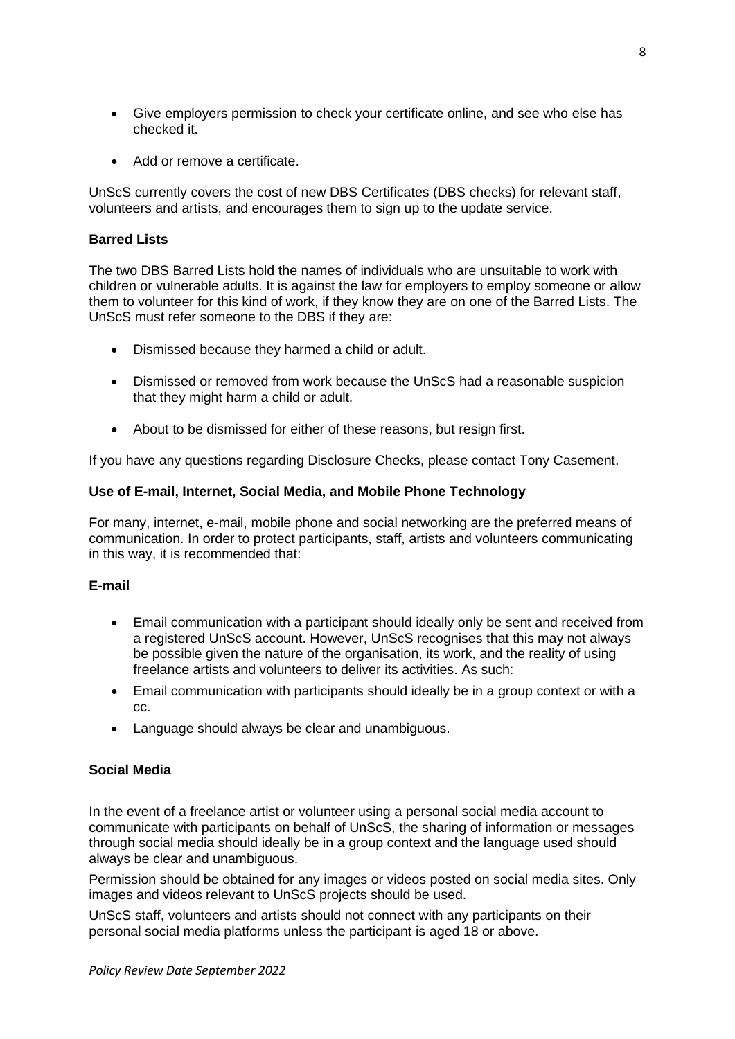- Give employers permission to check your certificate online, and see who else has checked it.
- Add or remove a certificate.

UnScS currently covers the cost of new DBS Certificates (DBS checks) for relevant staff, volunteers and artists, and encourages them to sign up to the update service.

**Barred Lists**

The two DBS Barred Lists hold the names of individuals who are unsuitable to work with children or vulnerable adults. It is against the law for employers to employ someone or allow them to volunteer for this kind of work, if they know they are on one of the Barred Lists. The UnScS must refer someone to the DBS if they are:

- Dismissed because they harmed a child or adult.
- Dismissed or removed from work because the UnScS had a reasonable suspicion that they might harm a child or adult.
- About to be dismissed for either of these reasons, but resign first.

If you have any questions regarding Disclosure Checks, please contact Tony Casement.

**Use of E-mail, Internet, Social Media, and Mobile Phone Technology**

For many, internet, e-mail, mobile phone and social networking are the preferred means of communication. In order to protect participants, staff, artists and volunteers communicating in this way, it is recommended that:

**E-mail**

- Email communication with a participant should ideally only be sent and received from a registered UnScS account. However, UnScS recognises that this may not always be possible given the nature of the organisation, its work, and the reality of using freelance artists and volunteers to deliver its activities. As such:
- Email communication with participants should ideally be in a group context or with a cc.
- Language should always be clear and unambiguous.

**Social Media**

In the event of a freelance artist or volunteer using a personal social media account to communicate with participants on behalf of UnScS, the sharing of information or messages through social media should ideally be in a group context and the language used should always be clear and unambiguous.

Permission should be obtained for any images or videos posted on social media sites. Only images and videos relevant to UnScS projects should be used.

UnScS staff, volunteers and artists should not connect with any participants on their personal social media platforms unless the participant is aged 18 or above.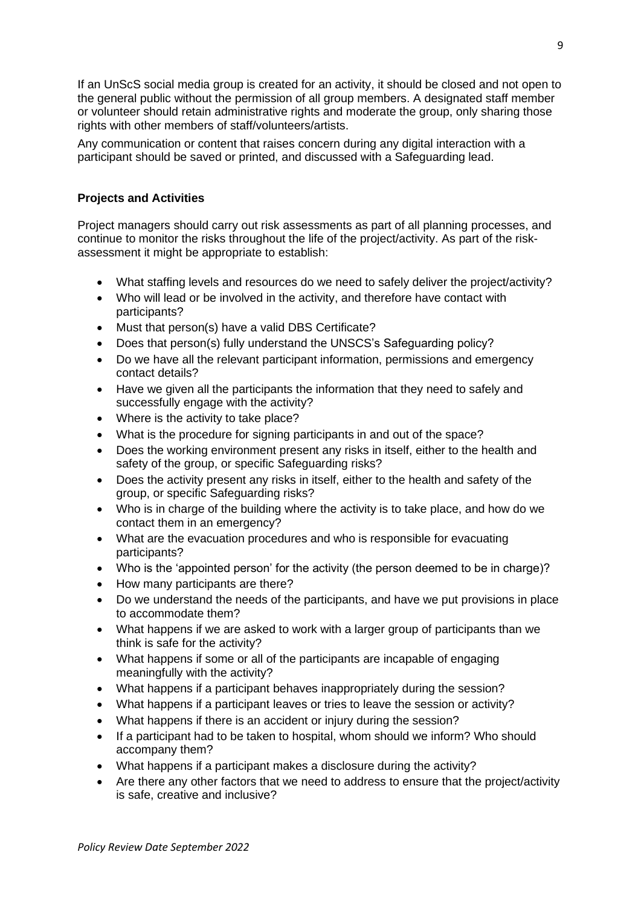If an UnScS social media group is created for an activity, it should be closed and not open to the general public without the permission of all group members. A designated staff member or volunteer should retain administrative rights and moderate the group, only sharing those rights with other members of staff/volunteers/artists.

Any communication or content that raises concern during any digital interaction with a participant should be saved or printed, and discussed with a Safeguarding lead.

**Projects and Activities**

Project managers should carry out risk assessments as part of all planning processes, and continue to monitor the risks throughout the life of the project/activity. As part of the risk-assessment it might be appropriate to establish:

- What staffing levels and resources do we need to safely deliver the project/activity?
- Who will lead or be involved in the activity, and therefore have contact with participants?
- Must that person(s) have a valid DBS Certificate?
- Does that person(s) fully understand the UNSCS's Safeguarding policy?
- Do we have all the relevant participant information, permissions and emergency contact details?
- Have we given all the participants the information that they need to safely and successfully engage with the activity?
- Where is the activity to take place?
- What is the procedure for signing participants in and out of the space?
- Does the working environment present any risks in itself, either to the health and safety of the group, or specific Safeguarding risks?
- Does the activity present any risks in itself, either to the health and safety of the group, or specific Safeguarding risks?
- Who is in charge of the building where the activity is to take place, and how do we contact them in an emergency?
- What are the evacuation procedures and who is responsible for evacuating participants?
- Who is the 'appointed person' for the activity (the person deemed to be in charge)?
- How many participants are there?
- Do we understand the needs of the participants, and have we put provisions in place to accommodate them?
- What happens if we are asked to work with a larger group of participants than we think is safe for the activity?
- What happens if some or all of the participants are incapable of engaging meaningfully with the activity?
- What happens if a participant behaves inappropriately during the session?
- What happens if a participant leaves or tries to leave the session or activity?
- What happens if there is an accident or injury during the session?
- If a participant had to be taken to hospital, whom should we inform? Who should accompany them?
- What happens if a participant makes a disclosure during the activity?
- Are there any other factors that we need to address to ensure that the project/activity is safe, creative and inclusive?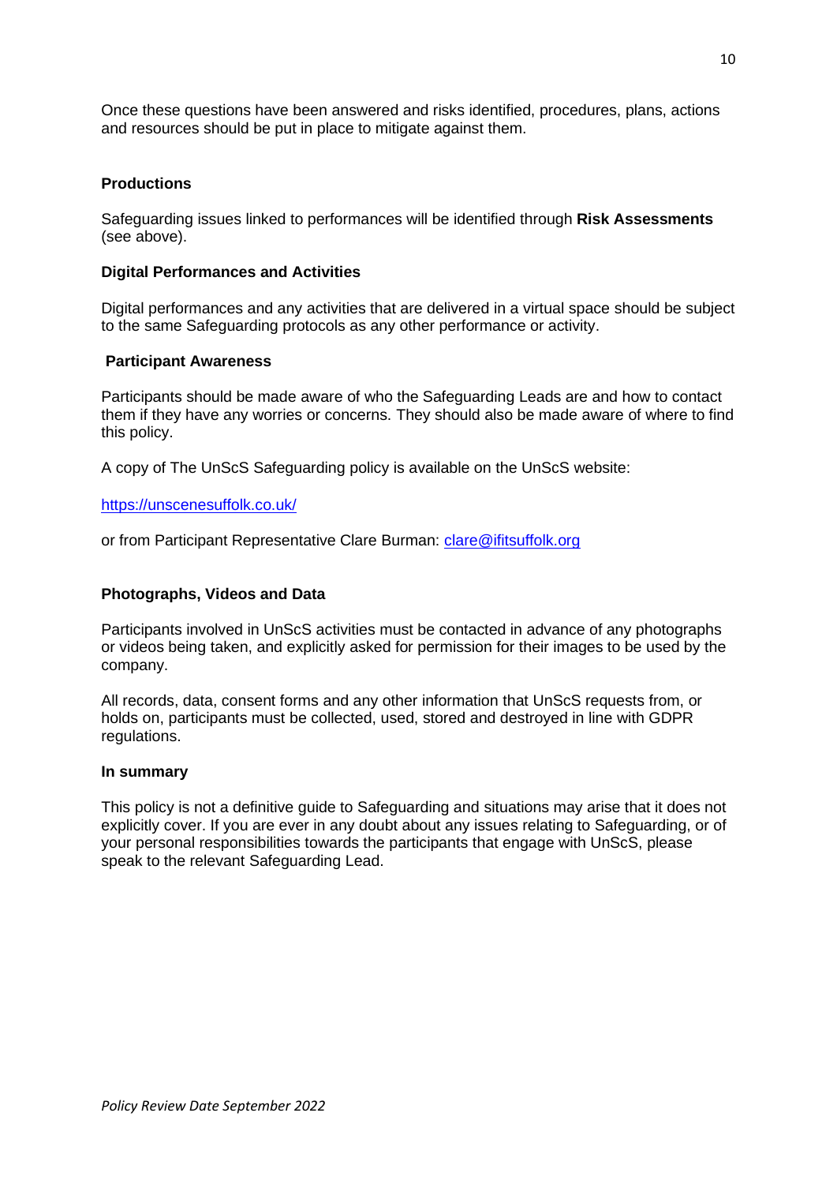Once these questions have been answered and risks identified, procedures, plans, actions and resources should be put in place to mitigate against them.

**Productions**

Safeguarding issues linked to performances will be identified through **Risk Assessments** (see above).

**Digital Performances and Activities**

Digital performances and any activities that are delivered in a virtual space should be subject to the same Safeguarding protocols as any other performance or activity.

**Participant Awareness**

Participants should be made aware of who the Safeguarding Leads are and how to contact them if they have any worries or concerns. They should also be made aware of where to find this policy.

A copy of The UnScS Safeguarding policy is available on the UnScS website:

https://unscenesuffolk.co.uk/

or from Participant Representative Clare Burman: clare@ifitsuffolk.org

**Photographs, Videos and Data**

Participants involved in UnScS activities must be contacted in advance of any photographs or videos being taken, and explicitly asked for permission for their images to be used by the company.

All records, data, consent forms and any other information that UnScS requests from, or holds on, participants must be collected, used, stored and destroyed in line with GDPR regulations.

**In summary**

This policy is not a definitive guide to Safeguarding and situations may arise that it does not explicitly cover. If you are ever in any doubt about any issues relating to Safeguarding, or of your personal responsibilities towards the participants that engage with UnScS, please speak to the relevant Safeguarding Lead.

*Policy Review Date September 2022*